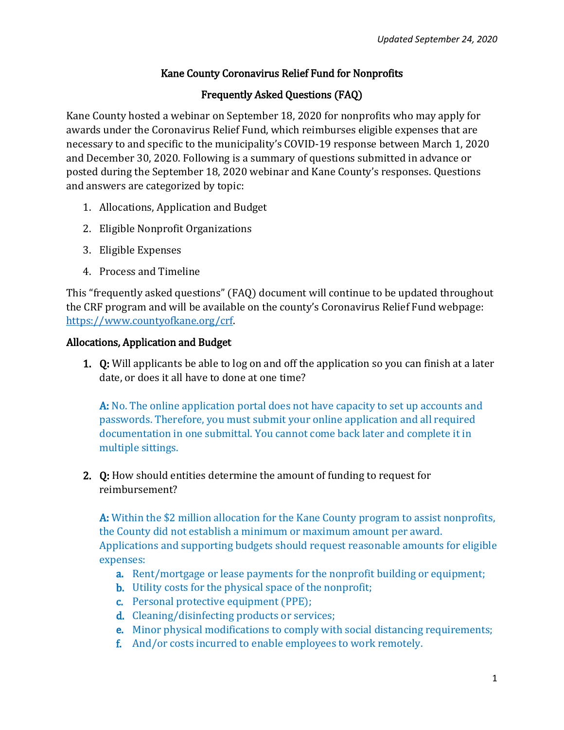*Updated September 24, 2020*

# Kane County Coronavirus Relief Fund for Nonprofits

## Frequently Asked Questions (FAQ)

Kane County hosted a webinar on September 18, 2020 for nonprofits who may apply for awards under the Coronavirus Relief Fund, which reimburses eligible expenses that are necessary to and specific to the municipality's COVID-19 response between March 1, 2020 and December 30, 2020. Following is a summary of questions submitted in advance or posted during the September 18, 2020 webinar and Kane County's responses. Questions and answers are categorized by topic:

1. Allocations, Application and Budget
2. Eligible Nonprofit Organizations
3. Eligible Expenses
4. Process and Timeline

This "frequently asked questions" (FAQ) document will continue to be updated throughout the CRF program and will be available on the county's Coronavirus Relief Fund webpage: https://www.countyofkane.org/crf.

### Allocations, Application and Budget

1. **Q:** Will applicants be able to log on and off the application so you can finish at a later date, or does it all have to done at one time?

   **A:** No. The online application portal does not have capacity to set up accounts and passwords. Therefore, you must submit your online application and all required documentation in one submittal. You cannot come back later and complete it in multiple sittings.

2. **Q:** How should entities determine the amount of funding to request for reimbursement?

   **A:** Within the $2 million allocation for the Kane County program to assist nonprofits, the County did not establish a minimum or maximum amount per award. Applications and supporting budgets should request reasonable amounts for eligible expenses:

   a. Rent/mortgage or lease payments for the nonprofit building or equipment;
   b. Utility costs for the physical space of the nonprofit;
   c. Personal protective equipment (PPE);
   d. Cleaning/disinfecting products or services;
   e. Minor physical modifications to comply with social distancing requirements;
   f. And/or costs incurred to enable employees to work remotely.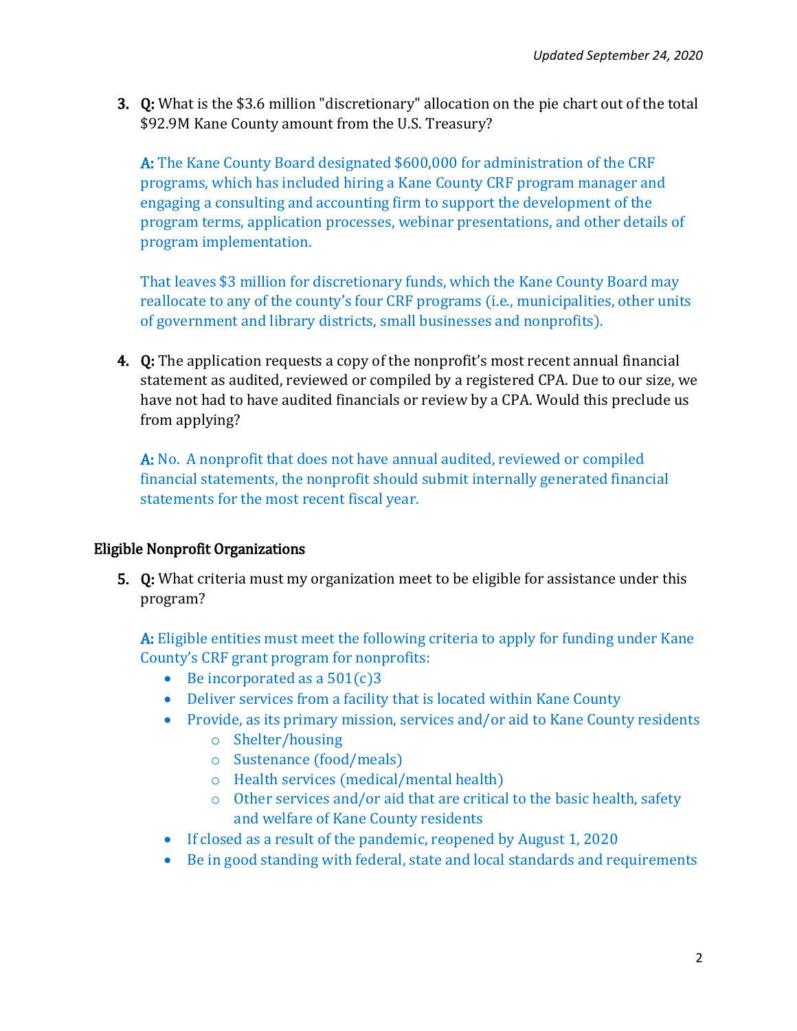3. **Q:** What is the $3.6 million "discretionary" allocation on the pie chart out of the total $92.9M Kane County amount from the U.S. Treasury?

   **A:** The Kane County Board designated $600,000 for administration of the CRF programs, which has included hiring a Kane County CRF program manager and engaging a consulting and accounting firm to support the development of the program terms, application processes, webinar presentations, and other details of program implementation.

   That leaves $3 million for discretionary funds, which the Kane County Board may reallocate to any of the county's four CRF programs (i.e., municipalities, other units of government and library districts, small businesses and nonprofits).

4. **Q:** The application requests a copy of the nonprofit's most recent annual financial statement as audited, reviewed or compiled by a registered CPA. Due to our size, we have not had to have audited financials or review by a CPA. Would this preclude us from applying?

   **A:** No. A nonprofit that does not have annual audited, reviewed or compiled financial statements, the nonprofit should submit internally generated financial statements for the most recent fiscal year.

## Eligible Nonprofit Organizations

5. **Q:** What criteria must my organization meet to be eligible for assistance under this program?

   **A:** Eligible entities must meet the following criteria to apply for funding under Kane County's CRF grant program for nonprofits:
   - Be incorporated as a 501(c)3
   - Deliver services from a facility that is located within Kane County
   - Provide, as its primary mission, services and/or aid to Kane County residents
     - Shelter/housing
     - Sustenance (food/meals)
     - Health services (medical/mental health)
     - Other services and/or aid that are critical to the basic health, safety and welfare of Kane County residents
   - If closed as a result of the pandemic, reopened by August 1, 2020
   - Be in good standing with federal, state and local standards and requirements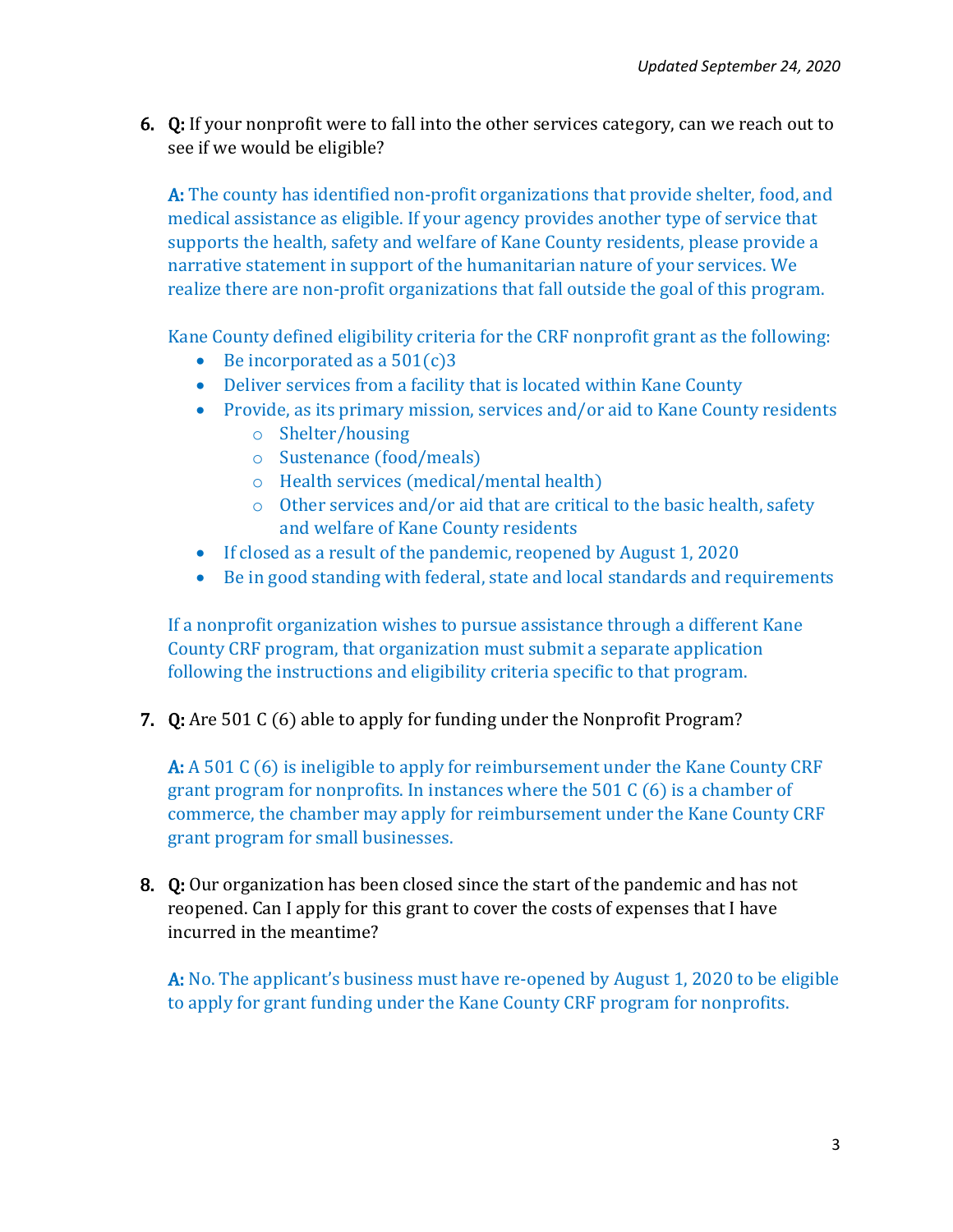6. **Q:** If your nonprofit were to fall into the other services category, can we reach out to see if we would be eligible?

   **A:** The county has identified non-profit organizations that provide shelter, food, and medical assistance as eligible. If your agency provides another type of service that supports the health, safety and welfare of Kane County residents, please provide a narrative statement in support of the humanitarian nature of your services. We realize there are non-profit organizations that fall outside the goal of this program.

   Kane County defined eligibility criteria for the CRF nonprofit grant as the following:

   - Be incorporated as a 501(c)3
   - Deliver services from a facility that is located within Kane County
   - Provide, as its primary mission, services and/or aid to Kane County residents
     - Shelter/housing
     - Sustenance (food/meals)
     - Health services (medical/mental health)
     - Other services and/or aid that are critical to the basic health, safety and welfare of Kane County residents
   - If closed as a result of the pandemic, reopened by August 1, 2020
   - Be in good standing with federal, state and local standards and requirements

   If a nonprofit organization wishes to pursue assistance through a different Kane County CRF program, that organization must submit a separate application following the instructions and eligibility criteria specific to that program.

7. **Q:** Are 501 C (6) able to apply for funding under the Nonprofit Program?

   **A:** A 501 C (6) is ineligible to apply for reimbursement under the Kane County CRF grant program for nonprofits. In instances where the 501 C (6) is a chamber of commerce, the chamber may apply for reimbursement under the Kane County CRF grant program for small businesses.

8. **Q:** Our organization has been closed since the start of the pandemic and has not reopened. Can I apply for this grant to cover the costs of expenses that I have incurred in the meantime?

   **A:** No. The applicant's business must have re-opened by August 1, 2020 to be eligible to apply for grant funding under the Kane County CRF program for nonprofits.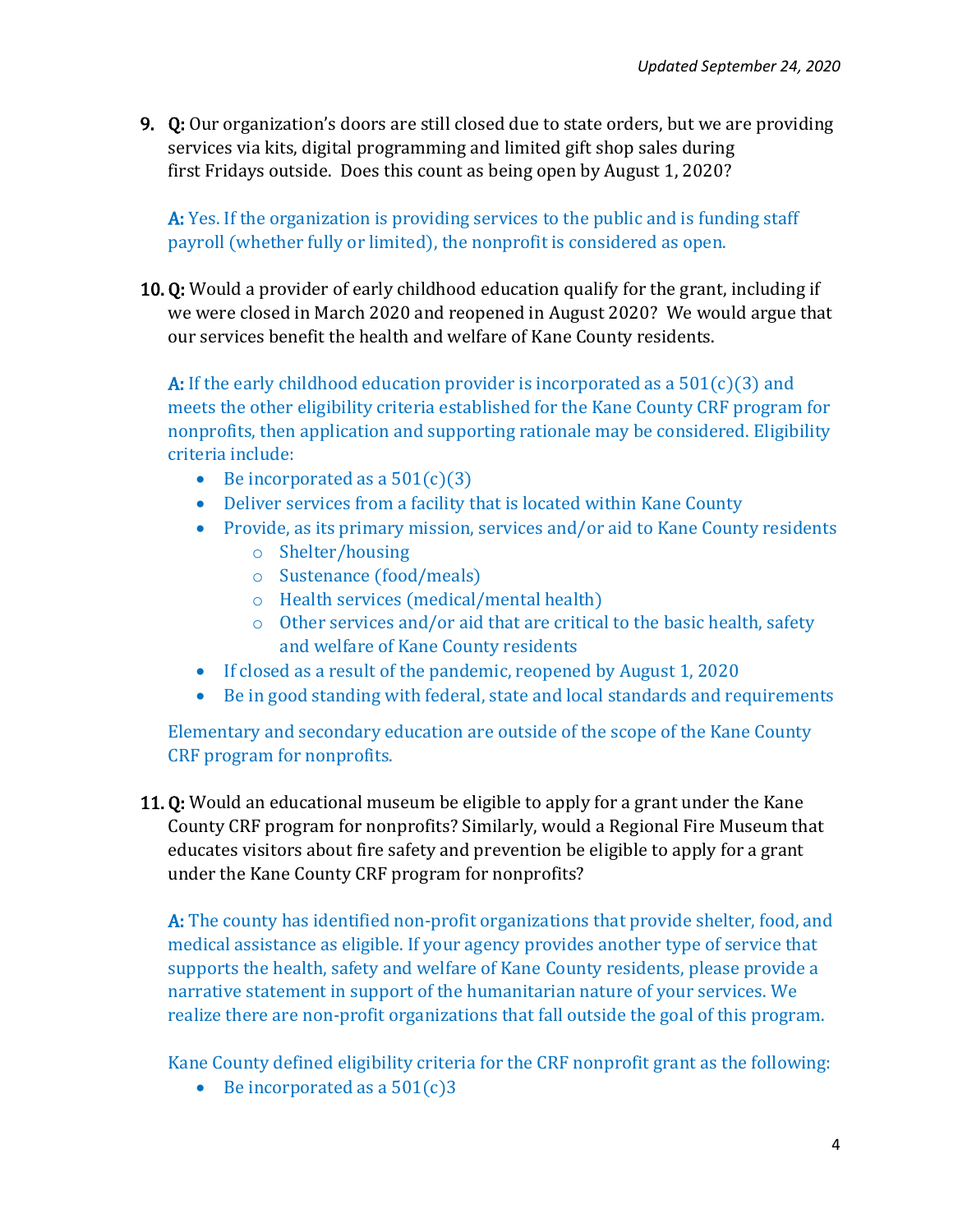9. **Q:** Our organization's doors are still closed due to state orders, but we are providing services via kits, digital programming and limited gift shop sales during first Fridays outside. Does this count as being open by August 1, 2020?

   **A:** Yes. If the organization is providing services to the public and is funding staff payroll (whether fully or limited), the nonprofit is considered as open.

10. **Q:** Would a provider of early childhood education qualify for the grant, including if we were closed in March 2020 and reopened in August 2020? We would argue that our services benefit the health and welfare of Kane County residents.

    **A:** If the early childhood education provider is incorporated as a 501(c)(3) and meets the other eligibility criteria established for the Kane County CRF program for nonprofits, then application and supporting rationale may be considered. Eligibility criteria include:

    - Be incorporated as a 501(c)(3)
    - Deliver services from a facility that is located within Kane County
    - Provide, as its primary mission, services and/or aid to Kane County residents
      - Shelter/housing
      - Sustenance (food/meals)
      - Health services (medical/mental health)
      - Other services and/or aid that are critical to the basic health, safety and welfare of Kane County residents
    - If closed as a result of the pandemic, reopened by August 1, 2020
    - Be in good standing with federal, state and local standards and requirements

    Elementary and secondary education are outside of the scope of the Kane County CRF program for nonprofits.

11. **Q:** Would an educational museum be eligible to apply for a grant under the Kane County CRF program for nonprofits? Similarly, would a Regional Fire Museum that educates visitors about fire safety and prevention be eligible to apply for a grant under the Kane County CRF program for nonprofits?

    **A:** The county has identified non-profit organizations that provide shelter, food, and medical assistance as eligible. If your agency provides another type of service that supports the health, safety and welfare of Kane County residents, please provide a narrative statement in support of the humanitarian nature of your services. We realize there are non-profit organizations that fall outside the goal of this program.

    Kane County defined eligibility criteria for the CRF nonprofit grant as the following:

    - Be incorporated as a 501(c)3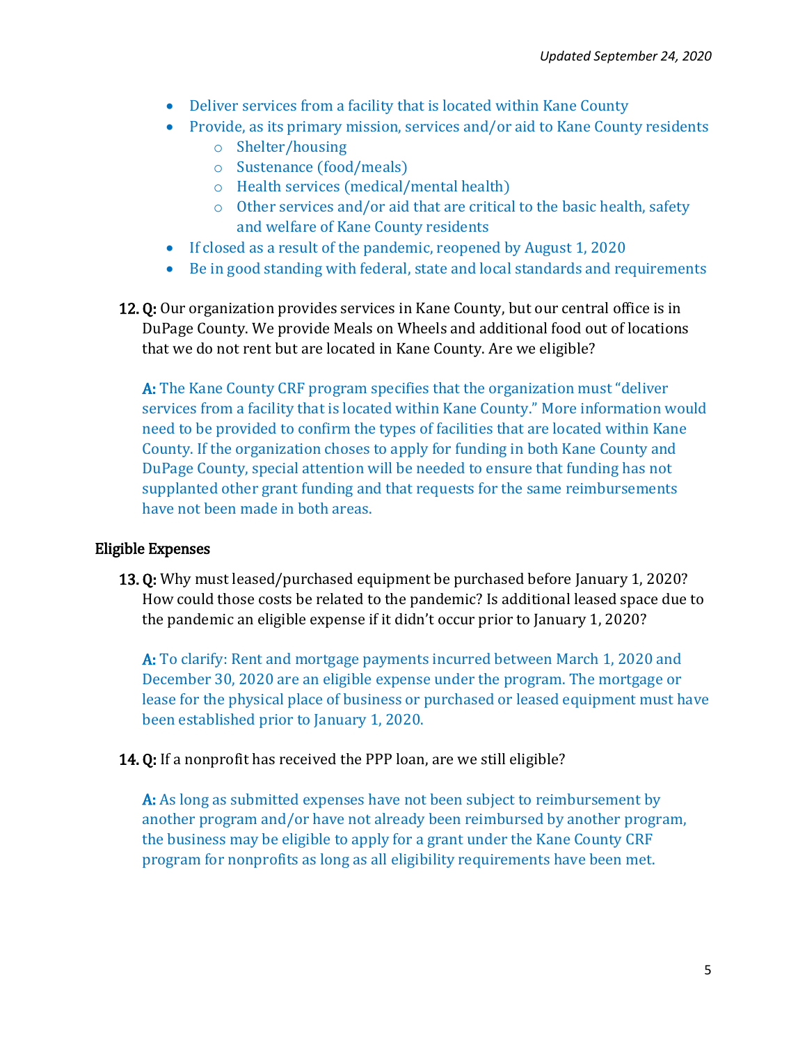- Deliver services from a facility that is located within Kane County
- Provide, as its primary mission, services and/or aid to Kane County residents
    - Shelter/housing
    - Sustenance (food/meals)
    - Health services (medical/mental health)
    - Other services and/or aid that are critical to the basic health, safety and welfare of Kane County residents
- If closed as a result of the pandemic, reopened by August 1, 2020
- Be in good standing with federal, state and local standards and requirements

12. **Q:** Our organization provides services in Kane County, but our central office is in DuPage County. We provide Meals on Wheels and additional food out of locations that we do not rent but are located in Kane County. Are we eligible?

    **A:** The Kane County CRF program specifies that the organization must "deliver services from a facility that is located within Kane County." More information would need to be provided to confirm the types of facilities that are located within Kane County. If the organization choses to apply for funding in both Kane County and DuPage County, special attention will be needed to ensure that funding has not supplanted other grant funding and that requests for the same reimbursements have not been made in both areas.

## Eligible Expenses

13. **Q:** Why must leased/purchased equipment be purchased before January 1, 2020? How could those costs be related to the pandemic? Is additional leased space due to the pandemic an eligible expense if it didn't occur prior to January 1, 2020?

    **A:** To clarify: Rent and mortgage payments incurred between March 1, 2020 and December 30, 2020 are an eligible expense under the program. The mortgage or lease for the physical place of business or purchased or leased equipment must have been established prior to January 1, 2020.

14. **Q:** If a nonprofit has received the PPP loan, are we still eligible?

    **A:** As long as submitted expenses have not been subject to reimbursement by another program and/or have not already been reimbursed by another program, the business may be eligible to apply for a grant under the Kane County CRF program for nonprofits as long as all eligibility requirements have been met.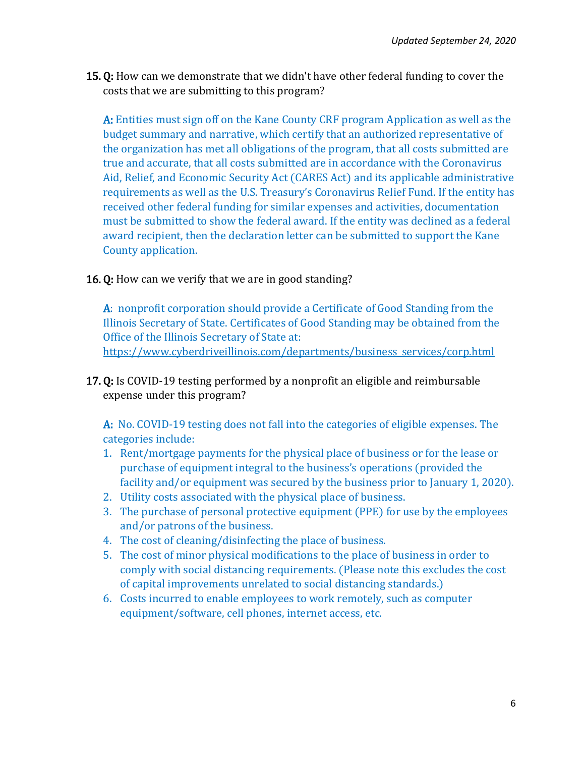15. **Q:** How can we demonstrate that we didn't have other federal funding to cover the costs that we are submitting to this program?

    **A:** Entities must sign off on the Kane County CRF program Application as well as the budget summary and narrative, which certify that an authorized representative of the organization has met all obligations of the program, that all costs submitted are true and accurate, that all costs submitted are in accordance with the Coronavirus Aid, Relief, and Economic Security Act (CARES Act) and its applicable administrative requirements as well as the U.S. Treasury's Coronavirus Relief Fund. If the entity has received other federal funding for similar expenses and activities, documentation must be submitted to show the federal award. If the entity was declined as a federal award recipient, then the declaration letter can be submitted to support the Kane County application.

16. **Q:** How can we verify that we are in good standing?

    **A**: nonprofit corporation should provide a Certificate of Good Standing from the Illinois Secretary of State. Certificates of Good Standing may be obtained from the Office of the Illinois Secretary of State at: https://www.cyberdriveillinois.com/departments/business_services/corp.html

17. **Q:** Is COVID-19 testing performed by a nonprofit an eligible and reimbursable expense under this program?

    **A:** No. COVID-19 testing does not fall into the categories of eligible expenses. The categories include:

    1. Rent/mortgage payments for the physical place of business or for the lease or purchase of equipment integral to the business's operations (provided the facility and/or equipment was secured by the business prior to January 1, 2020).
    2. Utility costs associated with the physical place of business.
    3. The purchase of personal protective equipment (PPE) for use by the employees and/or patrons of the business.
    4. The cost of cleaning/disinfecting the place of business.
    5. The cost of minor physical modifications to the place of business in order to comply with social distancing requirements. (Please note this excludes the cost of capital improvements unrelated to social distancing standards.)
    6. Costs incurred to enable employees to work remotely, such as computer equipment/software, cell phones, internet access, etc.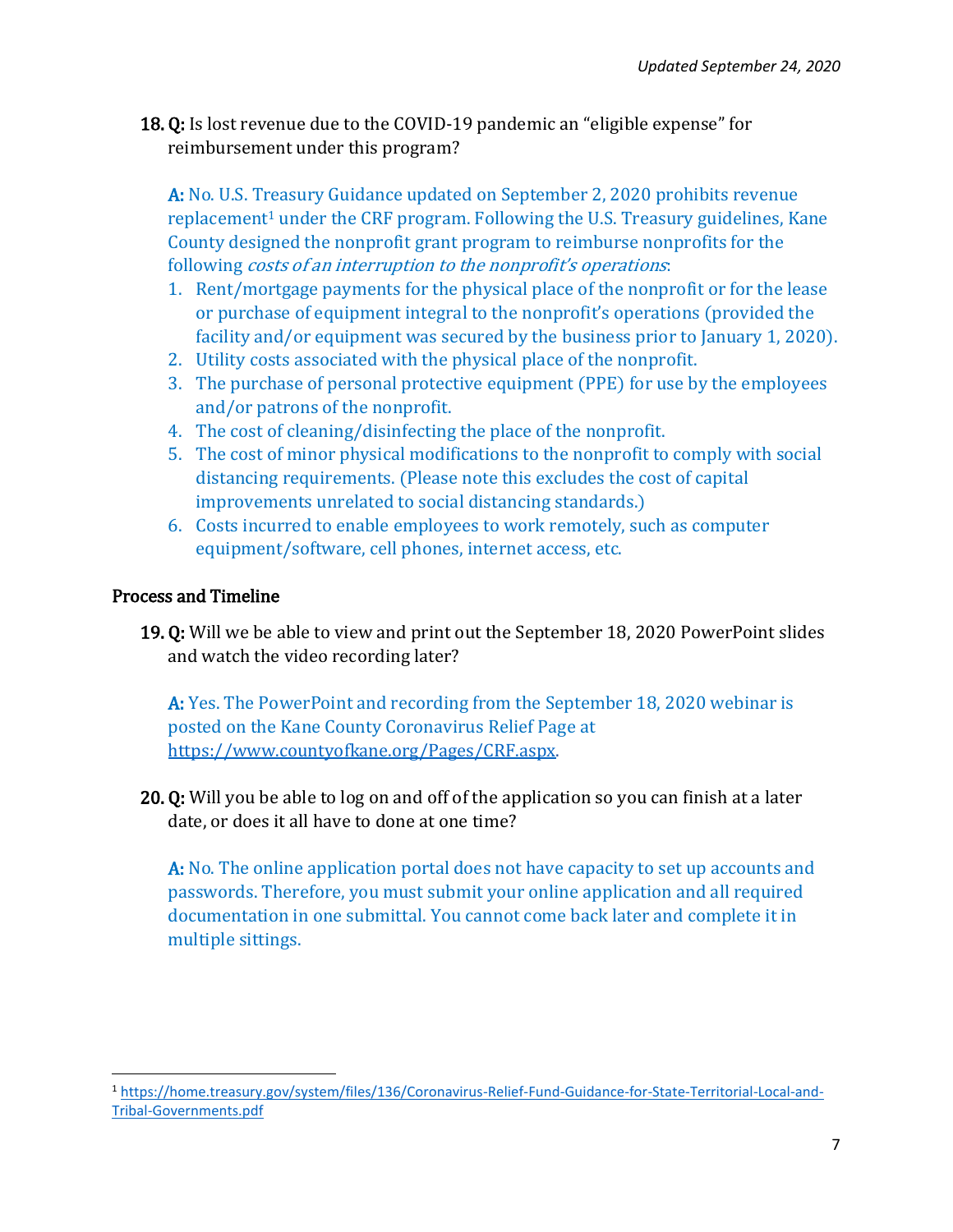**18. Q:** Is lost revenue due to the COVID-19 pandemic an "eligible expense" for reimbursement under this program?

**A:** No. U.S. Treasury Guidance updated on September 2, 2020 prohibits revenue replacement[1] under the CRF program. Following the U.S. Treasury guidelines, Kane County designed the nonprofit grant program to reimburse nonprofits for the following *costs of an interruption to the nonprofit's operations*:

1. Rent/mortgage payments for the physical place of the nonprofit or for the lease or purchase of equipment integral to the nonprofit's operations (provided the facility and/or equipment was secured by the business prior to January 1, 2020).
2. Utility costs associated with the physical place of the nonprofit.
3. The purchase of personal protective equipment (PPE) for use by the employees and/or patrons of the nonprofit.
4. The cost of cleaning/disinfecting the place of the nonprofit.
5. The cost of minor physical modifications to the nonprofit to comply with social distancing requirements. (Please note this excludes the cost of capital improvements unrelated to social distancing standards.)
6. Costs incurred to enable employees to work remotely, such as computer equipment/software, cell phones, internet access, etc.

## Process and Timeline

**19. Q:** Will we be able to view and print out the September 18, 2020 PowerPoint slides and watch the video recording later?

**A:** Yes. The PowerPoint and recording from the September 18, 2020 webinar is posted on the Kane County Coronavirus Relief Page at https://www.countyofkane.org/Pages/CRF.aspx.

**20. Q:** Will you be able to log on and off of the application so you can finish at a later date, or does it all have to done at one time?

**A:** No. The online application portal does not have capacity to set up accounts and passwords. Therefore, you must submit your online application and all required documentation in one submittal. You cannot come back later and complete it in multiple sittings.

[1] https://home.treasury.gov/system/files/136/Coronavirus-Relief-Fund-Guidance-for-State-Territorial-Local-and-Tribal-Governments.pdf